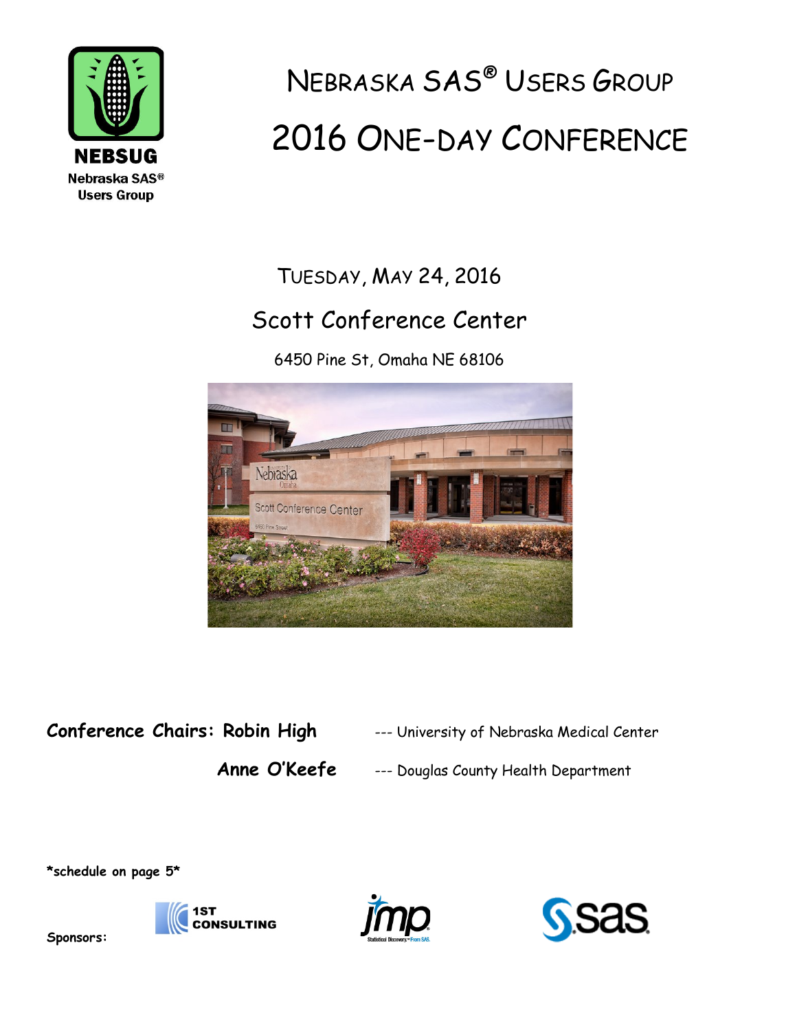NEBSUG

Nebraska SAS® Users Group

# Nebraska SAS® Users Group

# 2016 One-day Conference

Tuesday, May 24, 2016

## Scott Conference Center

6450 Pine St, Omaha NE 68106

**Conference Chairs: Robin High** --- University of Nebraska Medical Center

**Anne O'Keefe** --- Douglas County Health Department

***schedule on page 5***

**Sponsors:** 1ST CONSULTING, jmp, sas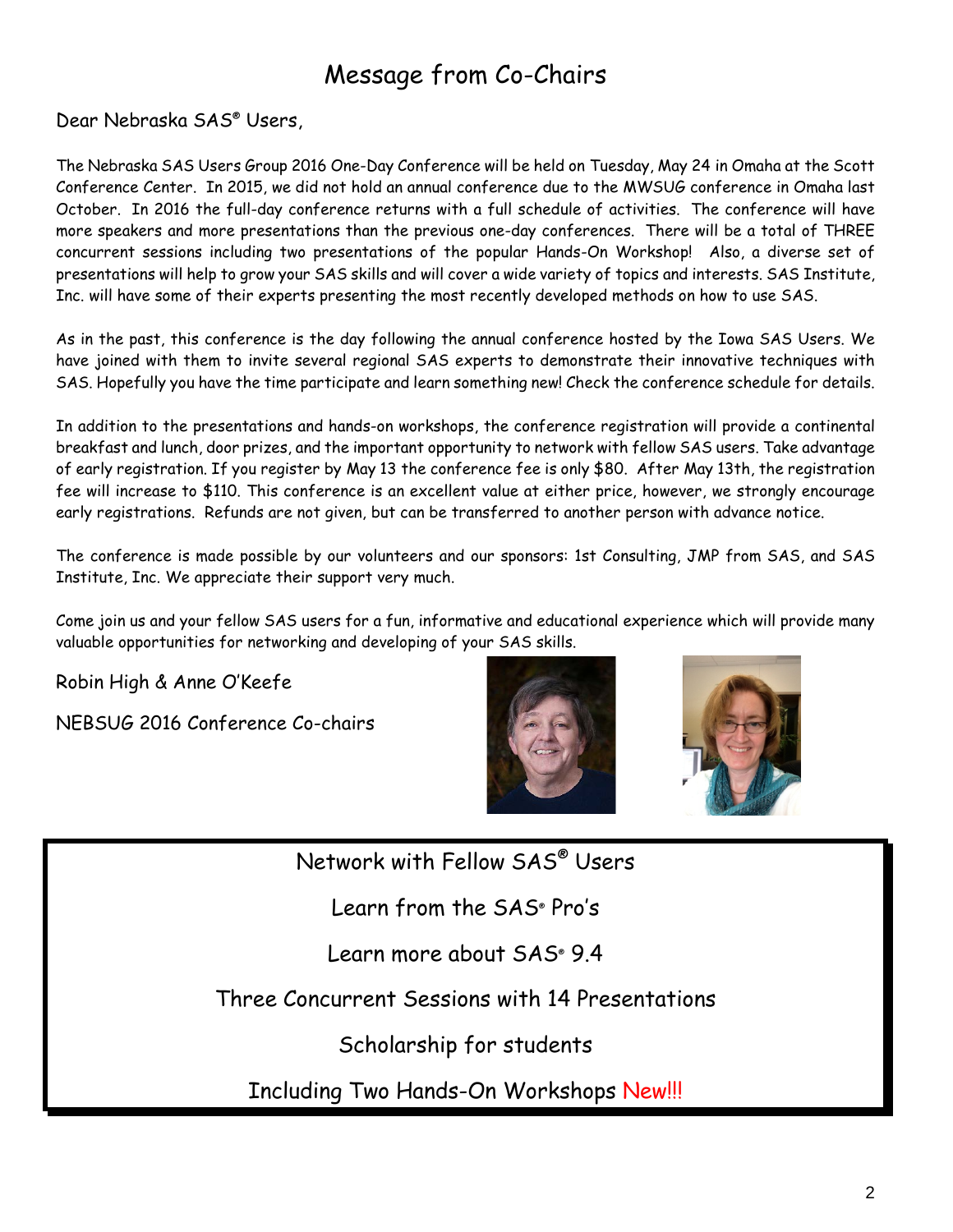# Message from Co-Chairs

Dear Nebraska SAS® Users,

The Nebraska SAS Users Group 2016 One-Day Conference will be held on Tuesday, May 24 in Omaha at the Scott Conference Center. In 2015, we did not hold an annual conference due to the MWSUG conference in Omaha last October. In 2016 the full-day conference returns with a full schedule of activities. The conference will have more speakers and more presentations than the previous one-day conferences. There will be a total of THREE concurrent sessions including two presentations of the popular Hands-On Workshop! Also, a diverse set of presentations will help to grow your SAS skills and will cover a wide variety of topics and interests. SAS Institute, Inc. will have some of their experts presenting the most recently developed methods on how to use SAS.

As in the past, this conference is the day following the annual conference hosted by the Iowa SAS Users. We have joined with them to invite several regional SAS experts to demonstrate their innovative techniques with SAS. Hopefully you have the time participate and learn something new! Check the conference schedule for details.

In addition to the presentations and hands-on workshops, the conference registration will provide a continental breakfast and lunch, door prizes, and the important opportunity to network with fellow SAS users. Take advantage of early registration. If you register by May 13 the conference fee is only $80. After May 13th, the registration fee will increase to $110. This conference is an excellent value at either price, however, we strongly encourage early registrations. Refunds are not given, but can be transferred to another person with advance notice.

The conference is made possible by our volunteers and our sponsors: 1st Consulting, JMP from SAS, and SAS Institute, Inc. We appreciate their support very much.

Come join us and your fellow SAS users for a fun, informative and educational experience which will provide many valuable opportunities for networking and developing of your SAS skills.

Robin High & Anne O'Keefe

NEBSUG 2016 Conference Co-chairs

---

Network with Fellow SAS® Users

Learn from the SAS® Pro's

Learn more about SAS® 9.4

Three Concurrent Sessions with 14 Presentations

Scholarship for students

Including Two Hands-On Workshops New!!!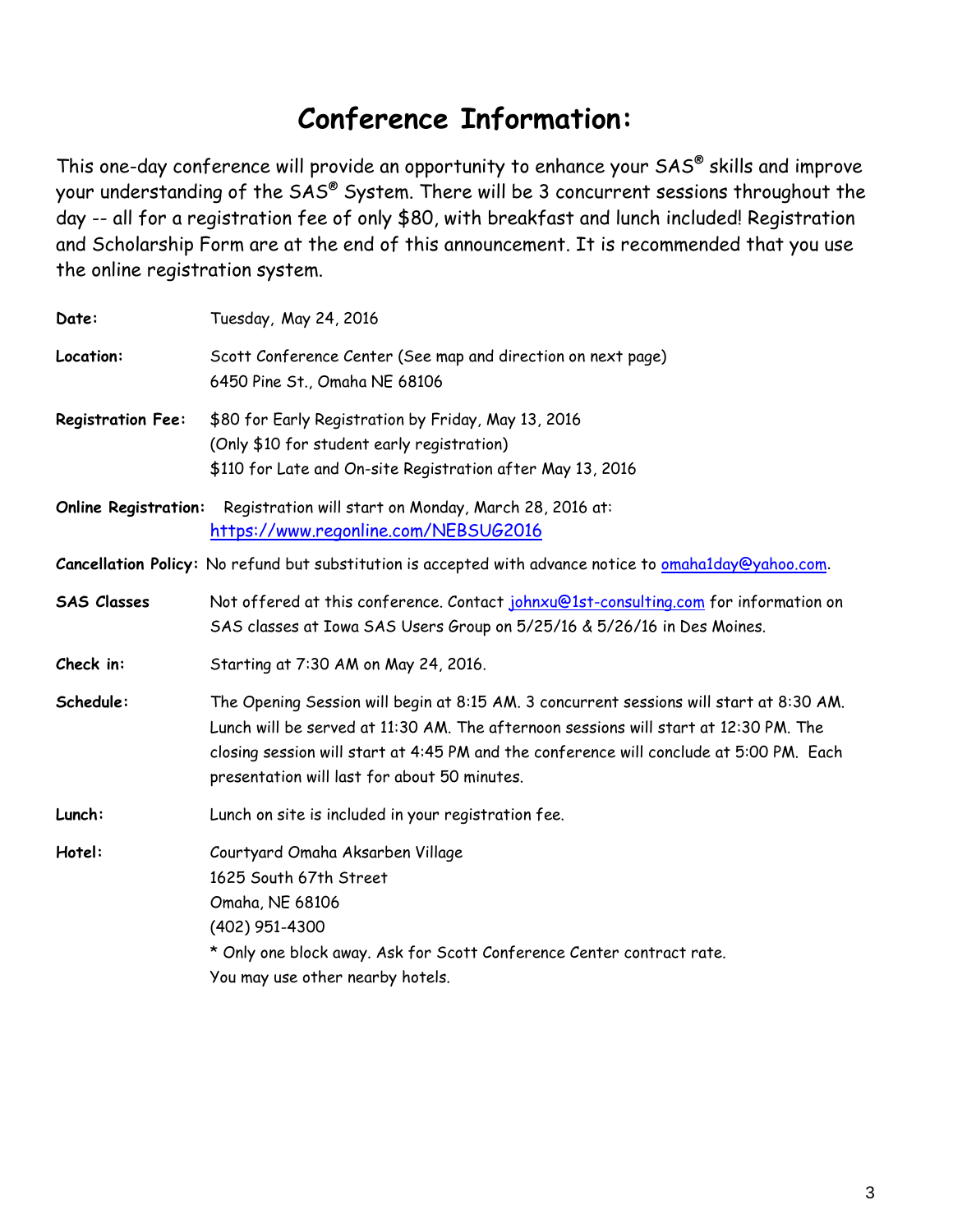# Conference Information:

This one-day conference will provide an opportunity to enhance your SAS® skills and improve your understanding of the SAS® System. There will be 3 concurrent sessions throughout the day -- all for a registration fee of only $80, with breakfast and lunch included! Registration and Scholarship Form are at the end of this announcement. It is recommended that you use the online registration system.

**Date:** Tuesday, May 24, 2016

**Location:** Scott Conference Center (See map and direction on next page)
6450 Pine St., Omaha NE 68106

**Registration Fee:** $80 for Early Registration by Friday, May 13, 2016
(Only $10 for student early registration)
$110 for Late and On-site Registration after May 13, 2016

**Online Registration:** Registration will start on Monday, March 28, 2016 at:
https://www.regonline.com/NEBSUG2016

**Cancellation Policy:** No refund but substitution is accepted with advance notice to omaha1day@yahoo.com.

**SAS Classes** Not offered at this conference. Contact johnxu@1st-consulting.com for information on SAS classes at Iowa SAS Users Group on 5/25/16 & 5/26/16 in Des Moines.

**Check in:** Starting at 7:30 AM on May 24, 2016.

**Schedule:** The Opening Session will begin at 8:15 AM. 3 concurrent sessions will start at 8:30 AM. Lunch will be served at 11:30 AM. The afternoon sessions will start at 12:30 PM. The closing session will start at 4:45 PM and the conference will conclude at 5:00 PM. Each presentation will last for about 50 minutes.

**Lunch:** Lunch on site is included in your registration fee.

**Hotel:** Courtyard Omaha Aksarben Village
1625 South 67th Street
Omaha, NE 68106
(402) 951-4300
* Only one block away. Ask for Scott Conference Center contract rate.
You may use other nearby hotels.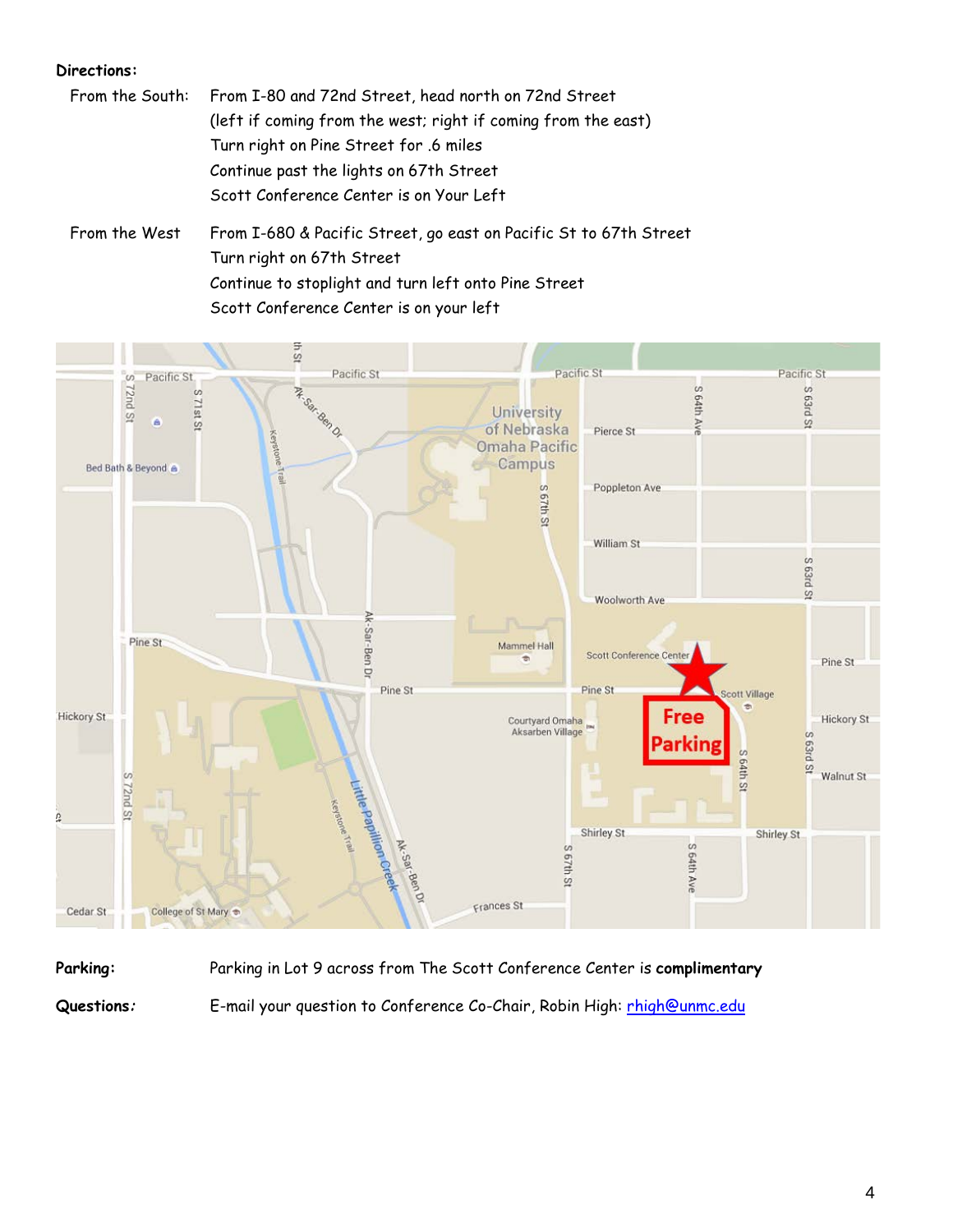**Directions:**

| | |
|---|---|
| From the South: | From I-80 and 72nd Street, head north on 72nd Street (left if coming from the west; right if coming from the east) Turn right on Pine Street for .6 miles Continue past the lights on 67th Street Scott Conference Center is on Your Left |
| From the West | From I-680 & Pacific Street, go east on Pacific St to 67th Street Turn right on 67th Street Continue to stoplight and turn left onto Pine Street Scott Conference Center is on your left |

**Parking:** Parking in Lot 9 across from The Scott Conference Center is **complimentary**

***Questions:*** E-mail your question to Conference Co-Chair, Robin High: rhigh@unmc.edu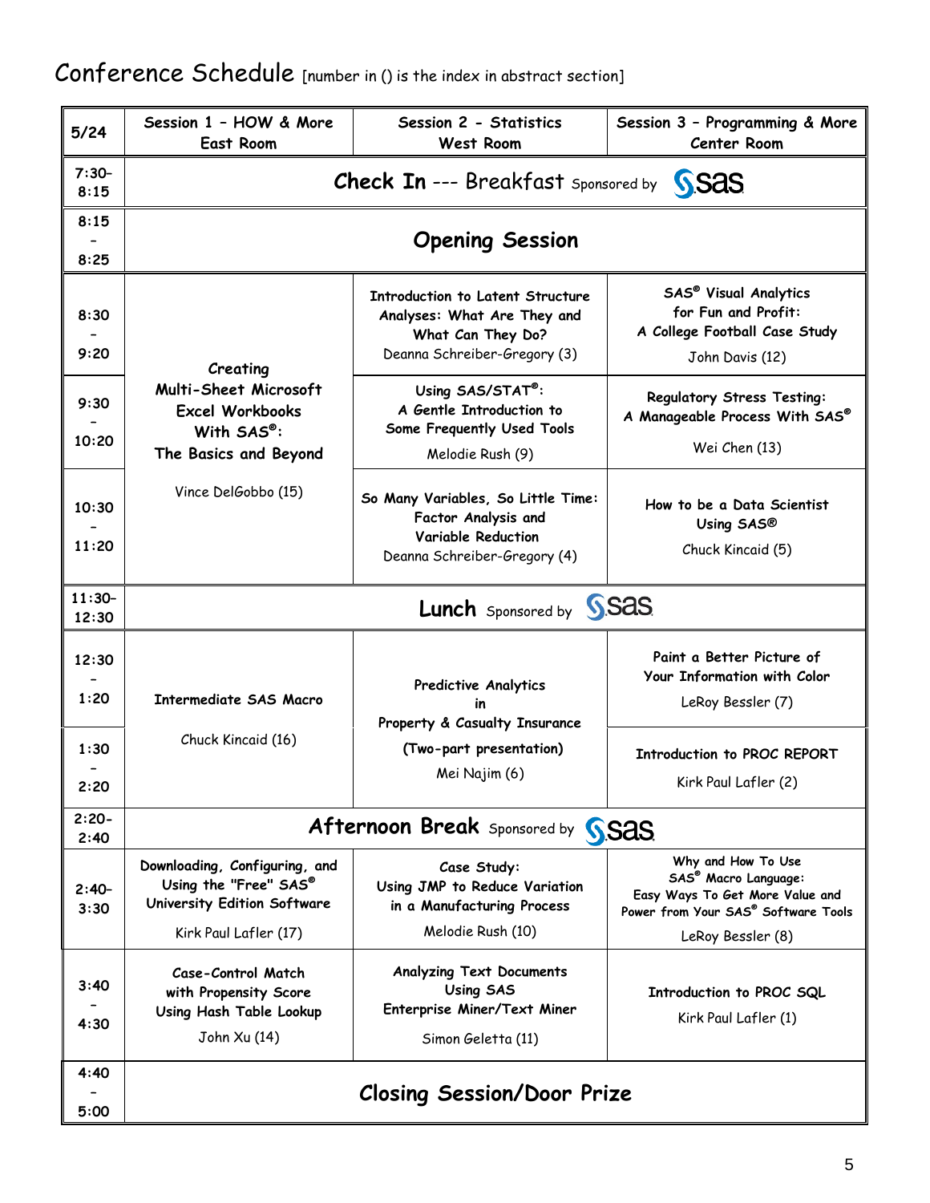# Conference Schedule [number in () is the index in abstract section]

| 5/24 | Session 1 – HOW & More East Room | Session 2 - Statistics West Room | Session 3 – Programming & More Center Room |
|---|---|---|---|
| 7:30–8:15 | **Check In** --- Breakfast Sponsored by SAS | | |
| 8:15 – 8:25 | **Opening Session** | | |
| 8:30 – 9:20 | **Creating Multi-Sheet Microsoft Excel Workbooks With SAS®: The Basics and Beyond** Vince DelGobbo (15) | **Introduction to Latent Structure Analyses: What Are They and What Can They Do?** Deanna Schreiber-Gregory (3) | **SAS® Visual Analytics for Fun and Profit: A College Football Case Study** John Davis (12) |
| 9:30 – 10:20 | | **Using SAS/STAT®: A Gentle Introduction to Some Frequently Used Tools** Melodie Rush (9) | **Regulatory Stress Testing: A Manageable Process With SAS®** Wei Chen (13) |
| 10:30 – 11:20 | | **So Many Variables, So Little Time: Factor Analysis and Variable Reduction** Deanna Schreiber-Gregory (4) | **How to be a Data Scientist Using SAS®** Chuck Kincaid (5) |
| 11:30–12:30 | **Lunch** Sponsored by SAS | | |
| 12:30 – 1:20 | **Intermediate SAS Macro** Chuck Kincaid (16) | **Predictive Analytics in Property & Casualty Insurance (Two-part presentation)** Mei Najim (6) | **Paint a Better Picture of Your Information with Color** LeRoy Bessler (7) |
| 1:30 – 2:20 | | | **Introduction to PROC REPORT** Kirk Paul Lafler (2) |
| 2:20–2:40 | **Afternoon Break** Sponsored by SAS | | |
| 2:40–3:30 | **Downloading, Configuring, and Using the "Free" SAS® University Edition Software** Kirk Paul Lafler (17) | **Case Study: Using JMP to Reduce Variation in a Manufacturing Process** Melodie Rush (10) | **Why and How To Use SAS® Macro Language: Easy Ways To Get More Value and Power from Your SAS® Software Tools** LeRoy Bessler (8) |
| 3:40 – 4:30 | **Case-Control Match with Propensity Score Using Hash Table Lookup** John Xu (14) | **Analyzing Text Documents Using SAS Enterprise Miner/Text Miner** Simon Geletta (11) | **Introduction to PROC SQL** Kirk Paul Lafler (1) |
| 4:40 – 5:00 | **Closing Session/Door Prize** | | |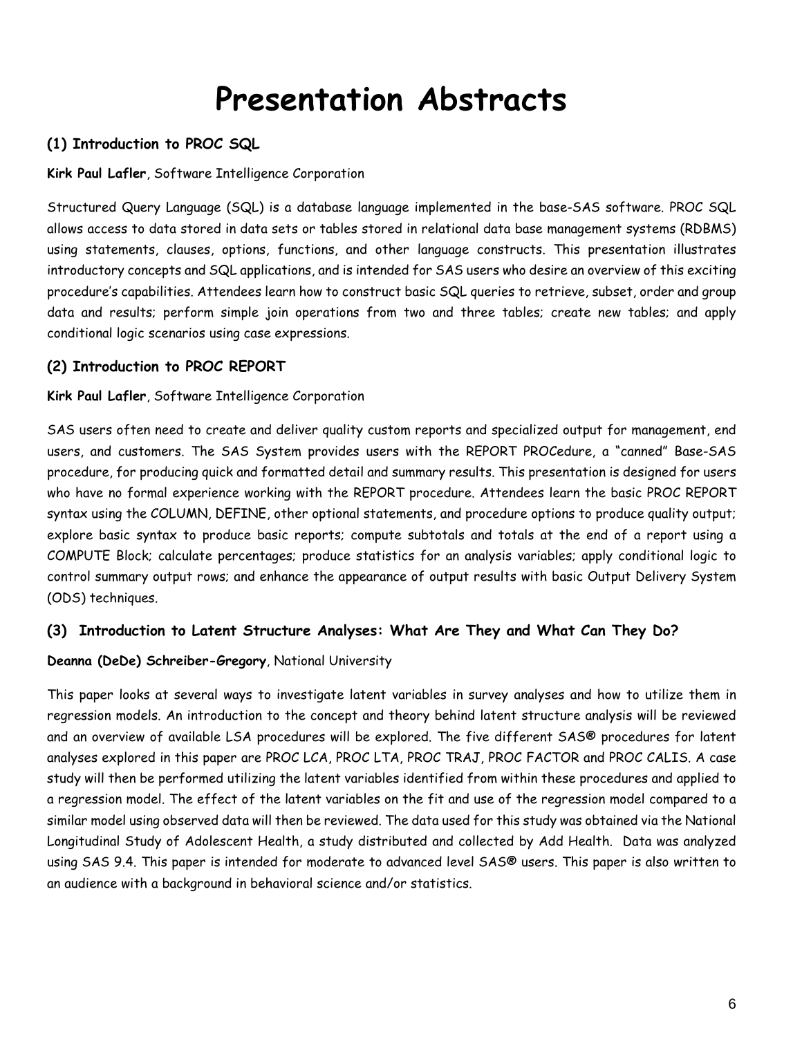# Presentation Abstracts

### (1) Introduction to PROC SQL

**Kirk Paul Lafler**, Software Intelligence Corporation

Structured Query Language (SQL) is a database language implemented in the base-SAS software. PROC SQL allows access to data stored in data sets or tables stored in relational data base management systems (RDBMS) using statements, clauses, options, functions, and other language constructs. This presentation illustrates introductory concepts and SQL applications, and is intended for SAS users who desire an overview of this exciting procedure's capabilities. Attendees learn how to construct basic SQL queries to retrieve, subset, order and group data and results; perform simple join operations from two and three tables; create new tables; and apply conditional logic scenarios using case expressions.

### (2) Introduction to PROC REPORT

**Kirk Paul Lafler**, Software Intelligence Corporation

SAS users often need to create and deliver quality custom reports and specialized output for management, end users, and customers. The SAS System provides users with the REPORT PROCedure, a "canned" Base-SAS procedure, for producing quick and formatted detail and summary results. This presentation is designed for users who have no formal experience working with the REPORT procedure. Attendees learn the basic PROC REPORT syntax using the COLUMN, DEFINE, other optional statements, and procedure options to produce quality output; explore basic syntax to produce basic reports; compute subtotals and totals at the end of a report using a COMPUTE Block; calculate percentages; produce statistics for an analysis variables; apply conditional logic to control summary output rows; and enhance the appearance of output results with basic Output Delivery System (ODS) techniques.

### (3) Introduction to Latent Structure Analyses: What Are They and What Can They Do?

**Deanna (DeDe) Schreiber-Gregory**, National University

This paper looks at several ways to investigate latent variables in survey analyses and how to utilize them in regression models. An introduction to the concept and theory behind latent structure analysis will be reviewed and an overview of available LSA procedures will be explored. The five different SAS® procedures for latent analyses explored in this paper are PROC LCA, PROC LTA, PROC TRAJ, PROC FACTOR and PROC CALIS. A case study will then be performed utilizing the latent variables identified from within these procedures and applied to a regression model. The effect of the latent variables on the fit and use of the regression model compared to a similar model using observed data will then be reviewed. The data used for this study was obtained via the National Longitudinal Study of Adolescent Health, a study distributed and collected by Add Health. Data was analyzed using SAS 9.4. This paper is intended for moderate to advanced level SAS® users. This paper is also written to an audience with a background in behavioral science and/or statistics.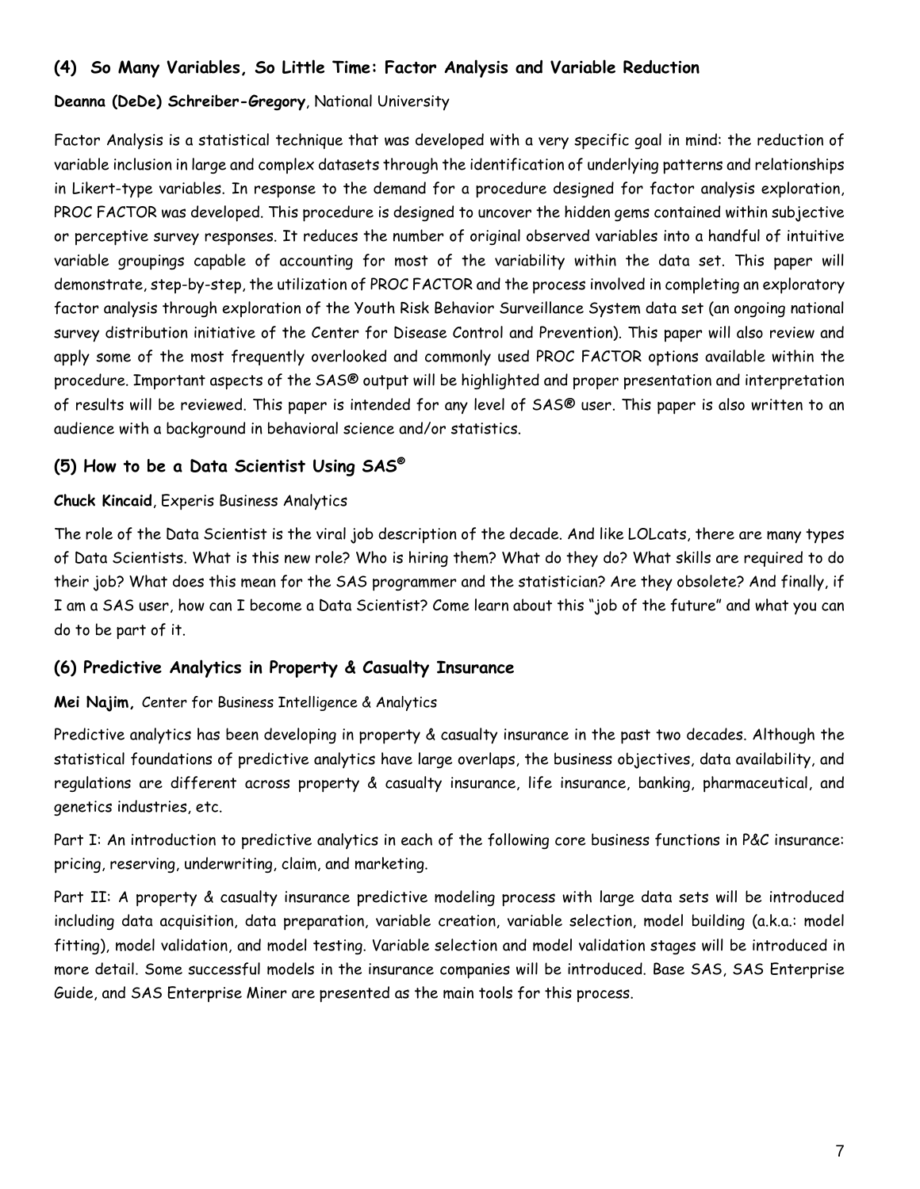### (4) So Many Variables, So Little Time: Factor Analysis and Variable Reduction

**Deanna (DeDe) Schreiber-Gregory**, National University

Factor Analysis is a statistical technique that was developed with a very specific goal in mind: the reduction of variable inclusion in large and complex datasets through the identification of underlying patterns and relationships in Likert-type variables. In response to the demand for a procedure designed for factor analysis exploration, PROC FACTOR was developed. This procedure is designed to uncover the hidden gems contained within subjective or perceptive survey responses. It reduces the number of original observed variables into a handful of intuitive variable groupings capable of accounting for most of the variability within the data set. This paper will demonstrate, step-by-step, the utilization of PROC FACTOR and the process involved in completing an exploratory factor analysis through exploration of the Youth Risk Behavior Surveillance System data set (an ongoing national survey distribution initiative of the Center for Disease Control and Prevention). This paper will also review and apply some of the most frequently overlooked and commonly used PROC FACTOR options available within the procedure. Important aspects of the SAS® output will be highlighted and proper presentation and interpretation of results will be reviewed. This paper is intended for any level of SAS® user. This paper is also written to an audience with a background in behavioral science and/or statistics.

### (5) How to be a Data Scientist Using SAS®

**Chuck Kincaid**, Experis Business Analytics

The role of the Data Scientist is the viral job description of the decade. And like LOLcats, there are many types of Data Scientists. What is this new role? Who is hiring them? What do they do? What skills are required to do their job? What does this mean for the SAS programmer and the statistician? Are they obsolete? And finally, if I am a SAS user, how can I become a Data Scientist? Come learn about this "job of the future" and what you can do to be part of it.

### (6) Predictive Analytics in Property & Casualty Insurance

**Mei Najim,** Center for Business Intelligence & Analytics

Predictive analytics has been developing in property & casualty insurance in the past two decades. Although the statistical foundations of predictive analytics have large overlaps, the business objectives, data availability, and regulations are different across property & casualty insurance, life insurance, banking, pharmaceutical, and genetics industries, etc.

Part I: An introduction to predictive analytics in each of the following core business functions in P&C insurance: pricing, reserving, underwriting, claim, and marketing.

Part II: A property & casualty insurance predictive modeling process with large data sets will be introduced including data acquisition, data preparation, variable creation, variable selection, model building (a.k.a.: model fitting), model validation, and model testing. Variable selection and model validation stages will be introduced in more detail. Some successful models in the insurance companies will be introduced. Base SAS, SAS Enterprise Guide, and SAS Enterprise Miner are presented as the main tools for this process.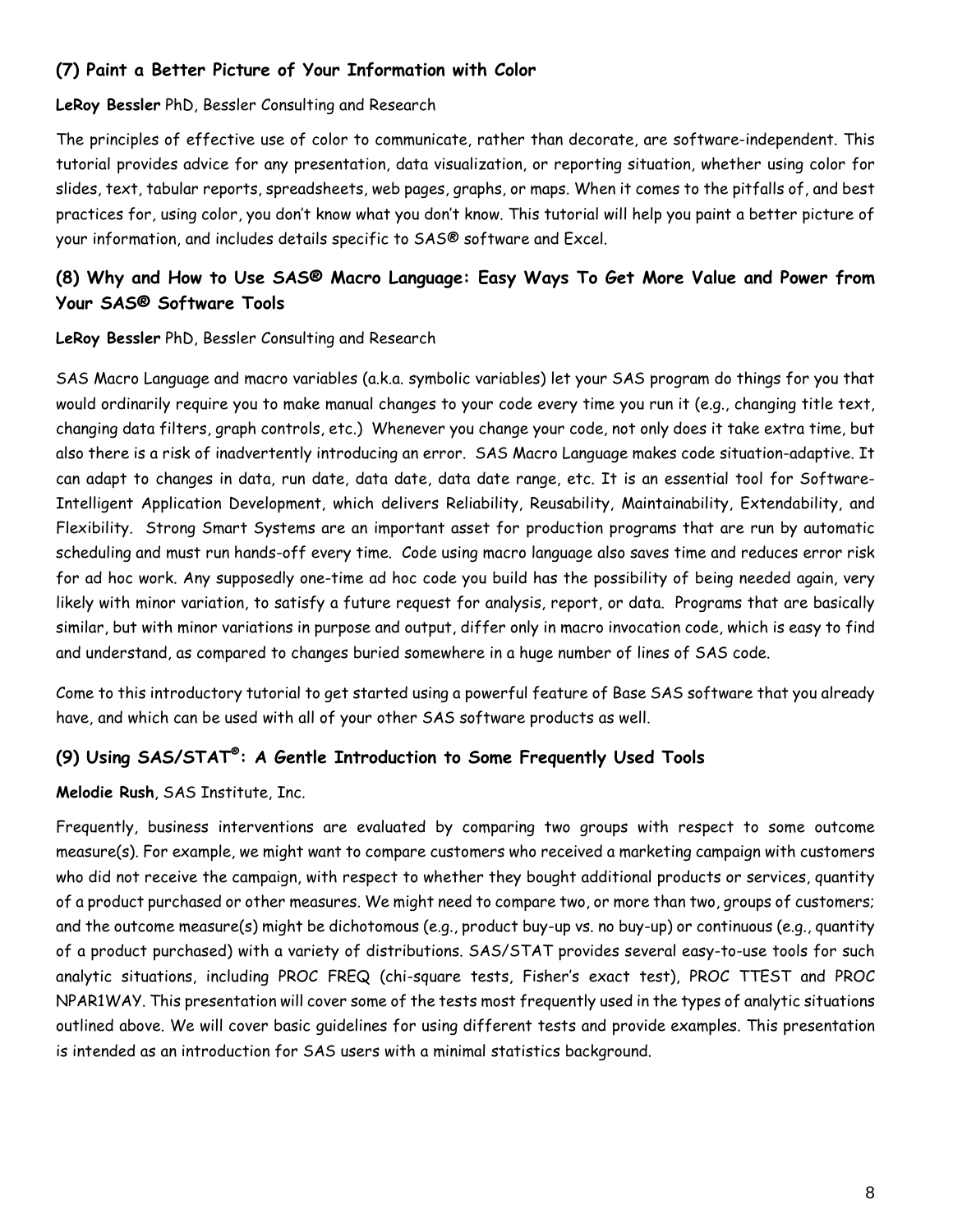### (7) Paint a Better Picture of Your Information with Color

**LeRoy Bessler** PhD, Bessler Consulting and Research

The principles of effective use of color to communicate, rather than decorate, are software-independent. This tutorial provides advice for any presentation, data visualization, or reporting situation, whether using color for slides, text, tabular reports, spreadsheets, web pages, graphs, or maps. When it comes to the pitfalls of, and best practices for, using color, you don't know what you don't know. This tutorial will help you paint a better picture of your information, and includes details specific to SAS® software and Excel.

### (8) Why and How to Use SAS® Macro Language: Easy Ways To Get More Value and Power from Your SAS® Software Tools

**LeRoy Bessler** PhD, Bessler Consulting and Research

SAS Macro Language and macro variables (a.k.a. symbolic variables) let your SAS program do things for you that would ordinarily require you to make manual changes to your code every time you run it (e.g., changing title text, changing data filters, graph controls, etc.) Whenever you change your code, not only does it take extra time, but also there is a risk of inadvertently introducing an error. SAS Macro Language makes code situation-adaptive. It can adapt to changes in data, run date, data date, data date range, etc. It is an essential tool for Software-Intelligent Application Development, which delivers Reliability, Reusability, Maintainability, Extendability, and Flexibility. Strong Smart Systems are an important asset for production programs that are run by automatic scheduling and must run hands-off every time. Code using macro language also saves time and reduces error risk for ad hoc work. Any supposedly one-time ad hoc code you build has the possibility of being needed again, very likely with minor variation, to satisfy a future request for analysis, report, or data. Programs that are basically similar, but with minor variations in purpose and output, differ only in macro invocation code, which is easy to find and understand, as compared to changes buried somewhere in a huge number of lines of SAS code.

Come to this introductory tutorial to get started using a powerful feature of Base SAS software that you already have, and which can be used with all of your other SAS software products as well.

### (9) Using SAS/STAT®: A Gentle Introduction to Some Frequently Used Tools

**Melodie Rush**, SAS Institute, Inc.

Frequently, business interventions are evaluated by comparing two groups with respect to some outcome measure(s). For example, we might want to compare customers who received a marketing campaign with customers who did not receive the campaign, with respect to whether they bought additional products or services, quantity of a product purchased or other measures. We might need to compare two, or more than two, groups of customers; and the outcome measure(s) might be dichotomous (e.g., product buy-up vs. no buy-up) or continuous (e.g., quantity of a product purchased) with a variety of distributions. SAS/STAT provides several easy-to-use tools for such analytic situations, including PROC FREQ (chi-square tests, Fisher's exact test), PROC TTEST and PROC NPAR1WAY. This presentation will cover some of the tests most frequently used in the types of analytic situations outlined above. We will cover basic guidelines for using different tests and provide examples. This presentation is intended as an introduction for SAS users with a minimal statistics background.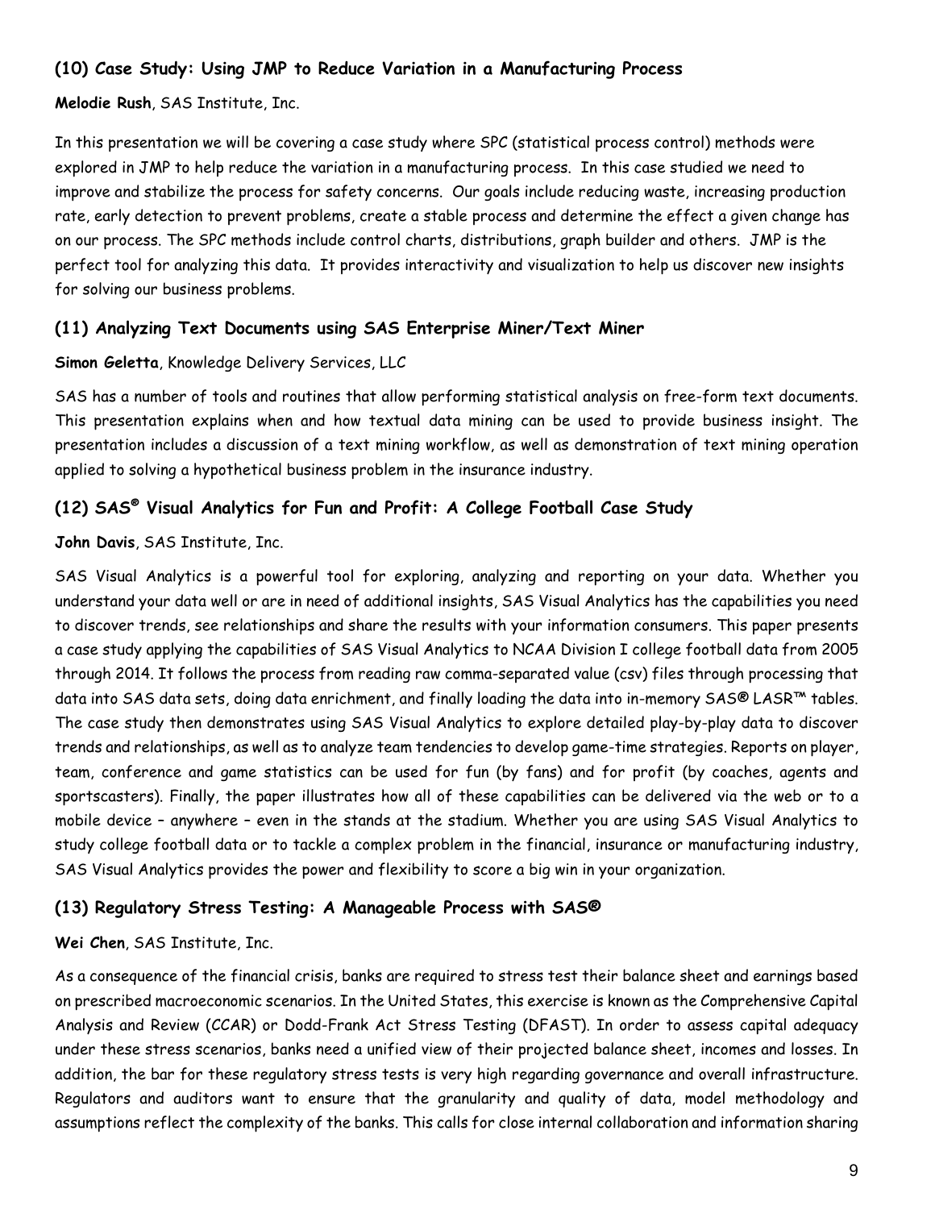### (10) Case Study: Using JMP to Reduce Variation in a Manufacturing Process

**Melodie Rush**, SAS Institute, Inc.

In this presentation we will be covering a case study where SPC (statistical process control) methods were explored in JMP to help reduce the variation in a manufacturing process. In this case studied we need to improve and stabilize the process for safety concerns. Our goals include reducing waste, increasing production rate, early detection to prevent problems, create a stable process and determine the effect a given change has on our process. The SPC methods include control charts, distributions, graph builder and others. JMP is the perfect tool for analyzing this data. It provides interactivity and visualization to help us discover new insights for solving our business problems.

### (11) Analyzing Text Documents using SAS Enterprise Miner/Text Miner

**Simon Geletta**, Knowledge Delivery Services, LLC

SAS has a number of tools and routines that allow performing statistical analysis on free-form text documents. This presentation explains when and how textual data mining can be used to provide business insight. The presentation includes a discussion of a text mining workflow, as well as demonstration of text mining operation applied to solving a hypothetical business problem in the insurance industry.

### (12) SAS® Visual Analytics for Fun and Profit: A College Football Case Study

**John Davis**, SAS Institute, Inc.

SAS Visual Analytics is a powerful tool for exploring, analyzing and reporting on your data. Whether you understand your data well or are in need of additional insights, SAS Visual Analytics has the capabilities you need to discover trends, see relationships and share the results with your information consumers. This paper presents a case study applying the capabilities of SAS Visual Analytics to NCAA Division I college football data from 2005 through 2014. It follows the process from reading raw comma-separated value (csv) files through processing that data into SAS data sets, doing data enrichment, and finally loading the data into in-memory SAS® LASR™ tables. The case study then demonstrates using SAS Visual Analytics to explore detailed play-by-play data to discover trends and relationships, as well as to analyze team tendencies to develop game-time strategies. Reports on player, team, conference and game statistics can be used for fun (by fans) and for profit (by coaches, agents and sportscasters). Finally, the paper illustrates how all of these capabilities can be delivered via the web or to a mobile device – anywhere – even in the stands at the stadium. Whether you are using SAS Visual Analytics to study college football data or to tackle a complex problem in the financial, insurance or manufacturing industry, SAS Visual Analytics provides the power and flexibility to score a big win in your organization.

### (13) Regulatory Stress Testing: A Manageable Process with SAS®

**Wei Chen**, SAS Institute, Inc.

As a consequence of the financial crisis, banks are required to stress test their balance sheet and earnings based on prescribed macroeconomic scenarios. In the United States, this exercise is known as the Comprehensive Capital Analysis and Review (CCAR) or Dodd-Frank Act Stress Testing (DFAST). In order to assess capital adequacy under these stress scenarios, banks need a unified view of their projected balance sheet, incomes and losses. In addition, the bar for these regulatory stress tests is very high regarding governance and overall infrastructure. Regulators and auditors want to ensure that the granularity and quality of data, model methodology and assumptions reflect the complexity of the banks. This calls for close internal collaboration and information sharing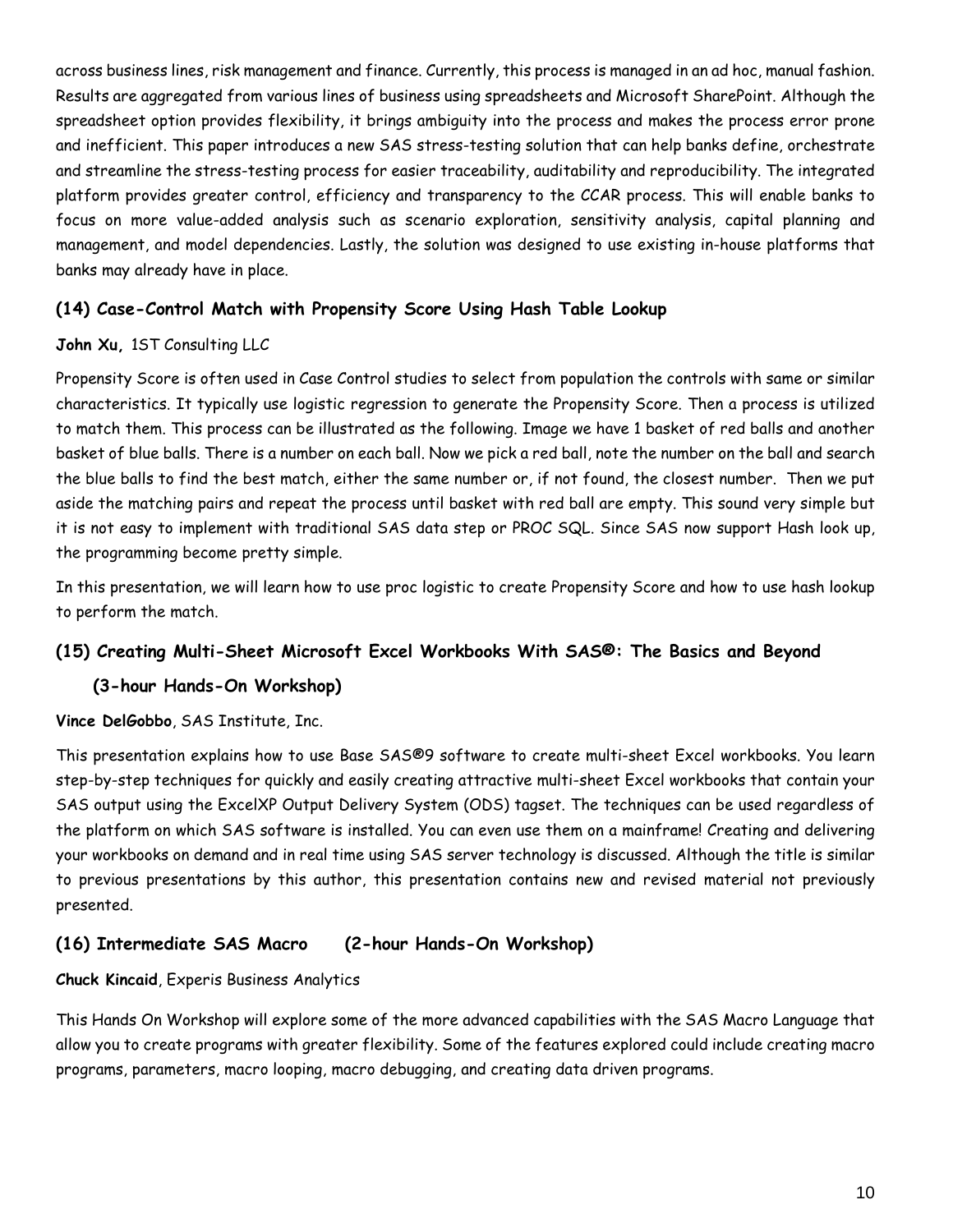across business lines, risk management and finance. Currently, this process is managed in an ad hoc, manual fashion. Results are aggregated from various lines of business using spreadsheets and Microsoft SharePoint. Although the spreadsheet option provides flexibility, it brings ambiguity into the process and makes the process error prone and inefficient. This paper introduces a new SAS stress-testing solution that can help banks define, orchestrate and streamline the stress-testing process for easier traceability, auditability and reproducibility. The integrated platform provides greater control, efficiency and transparency to the CCAR process. This will enable banks to focus on more value-added analysis such as scenario exploration, sensitivity analysis, capital planning and management, and model dependencies. Lastly, the solution was designed to use existing in-house platforms that banks may already have in place.

### (14) Case-Control Match with Propensity Score Using Hash Table Lookup

**John Xu,** 1ST Consulting LLC

Propensity Score is often used in Case Control studies to select from population the controls with same or similar characteristics. It typically use logistic regression to generate the Propensity Score. Then a process is utilized to match them. This process can be illustrated as the following. Image we have 1 basket of red balls and another basket of blue balls. There is a number on each ball. Now we pick a red ball, note the number on the ball and search the blue balls to find the best match, either the same number or, if not found, the closest number. Then we put aside the matching pairs and repeat the process until basket with red ball are empty. This sound very simple but it is not easy to implement with traditional SAS data step or PROC SQL. Since SAS now support Hash look up, the programming become pretty simple.

In this presentation, we will learn how to use proc logistic to create Propensity Score and how to use hash lookup to perform the match.

### (15) Creating Multi-Sheet Microsoft Excel Workbooks With SAS®: The Basics and Beyond (3-hour Hands-On Workshop)

**Vince DelGobbo**, SAS Institute, Inc.

This presentation explains how to use Base SAS®9 software to create multi-sheet Excel workbooks. You learn step-by-step techniques for quickly and easily creating attractive multi-sheet Excel workbooks that contain your SAS output using the ExcelXP Output Delivery System (ODS) tagset. The techniques can be used regardless of the platform on which SAS software is installed. You can even use them on a mainframe! Creating and delivering your workbooks on demand and in real time using SAS server technology is discussed. Although the title is similar to previous presentations by this author, this presentation contains new and revised material not previously presented.

### (16) Intermediate SAS Macro (2-hour Hands-On Workshop)

**Chuck Kincaid**, Experis Business Analytics

This Hands On Workshop will explore some of the more advanced capabilities with the SAS Macro Language that allow you to create programs with greater flexibility. Some of the features explored could include creating macro programs, parameters, macro looping, macro debugging, and creating data driven programs.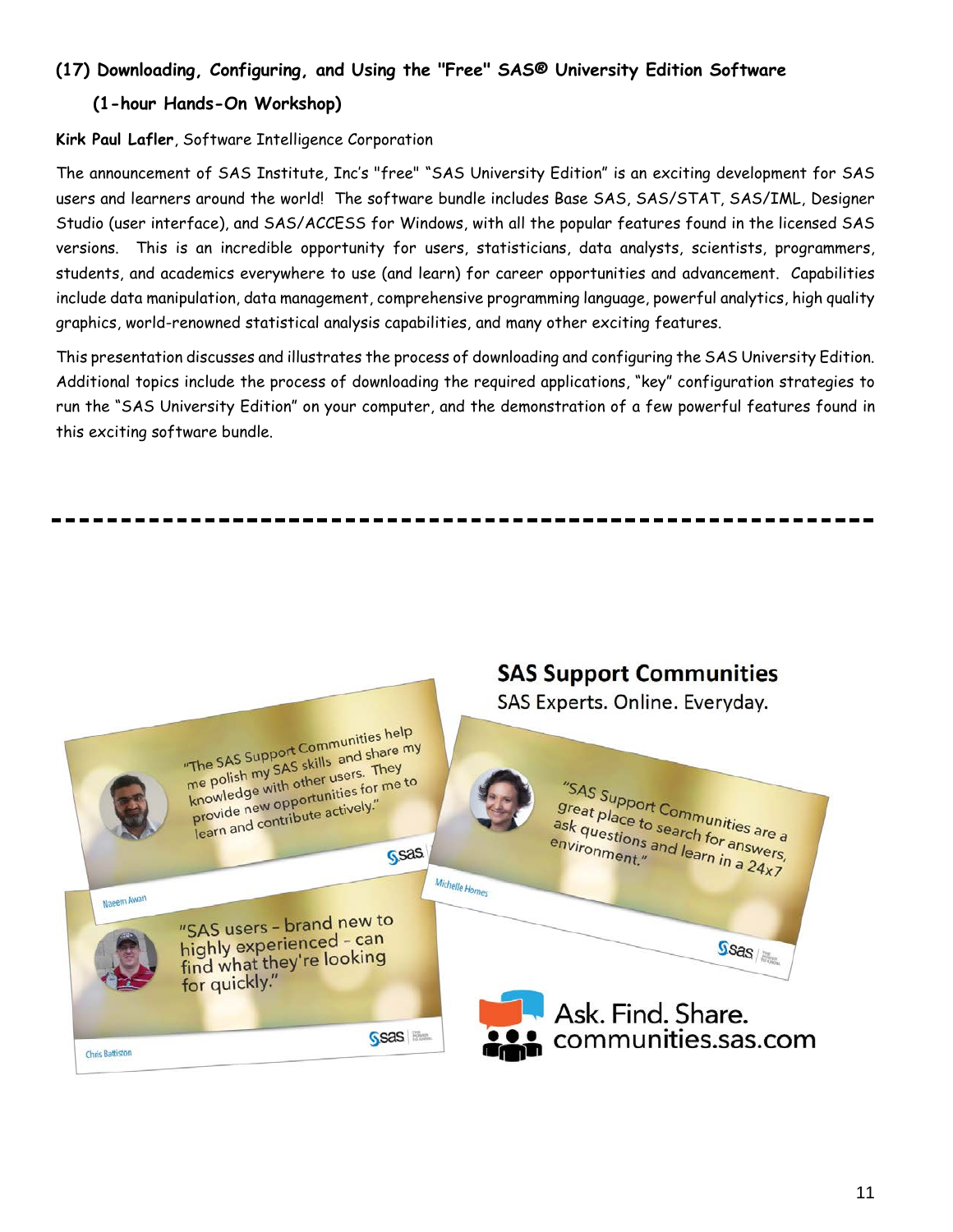### (17) Downloading, Configuring, and Using the "Free" SAS® University Edition Software

**(1-hour Hands-On Workshop)**

**Kirk Paul Lafler**, Software Intelligence Corporation

The announcement of SAS Institute, Inc's "free" "SAS University Edition" is an exciting development for SAS users and learners around the world! The software bundle includes Base SAS, SAS/STAT, SAS/IML, Designer Studio (user interface), and SAS/ACCESS for Windows, with all the popular features found in the licensed SAS versions. This is an incredible opportunity for users, statisticians, data analysts, scientists, programmers, students, and academics everywhere to use (and learn) for career opportunities and advancement. Capabilities include data manipulation, data management, comprehensive programming language, powerful analytics, high quality graphics, world-renowned statistical analysis capabilities, and many other exciting features.

This presentation discusses and illustrates the process of downloading and configuring the SAS University Edition. Additional topics include the process of downloading the required applications, "key" configuration strategies to run the "SAS University Edition" on your computer, and the demonstration of a few powerful features found in this exciting software bundle.

---

**SAS Support Communities**

SAS Experts. Online. Everyday.

"The SAS Support Communities help me polish my SAS skills and share my knowledge with other users. They provide new opportunities for me to learn and contribute actively." — Naeem Awan

"SAS Support Communities are a great place to search for answers, ask questions and learn in a 24x7 environment." — Michelle Homes

"SAS users – brand new to highly experienced – can find what they're looking for quickly." — Chris Battiston

Ask. Find. Share.
communities.sas.com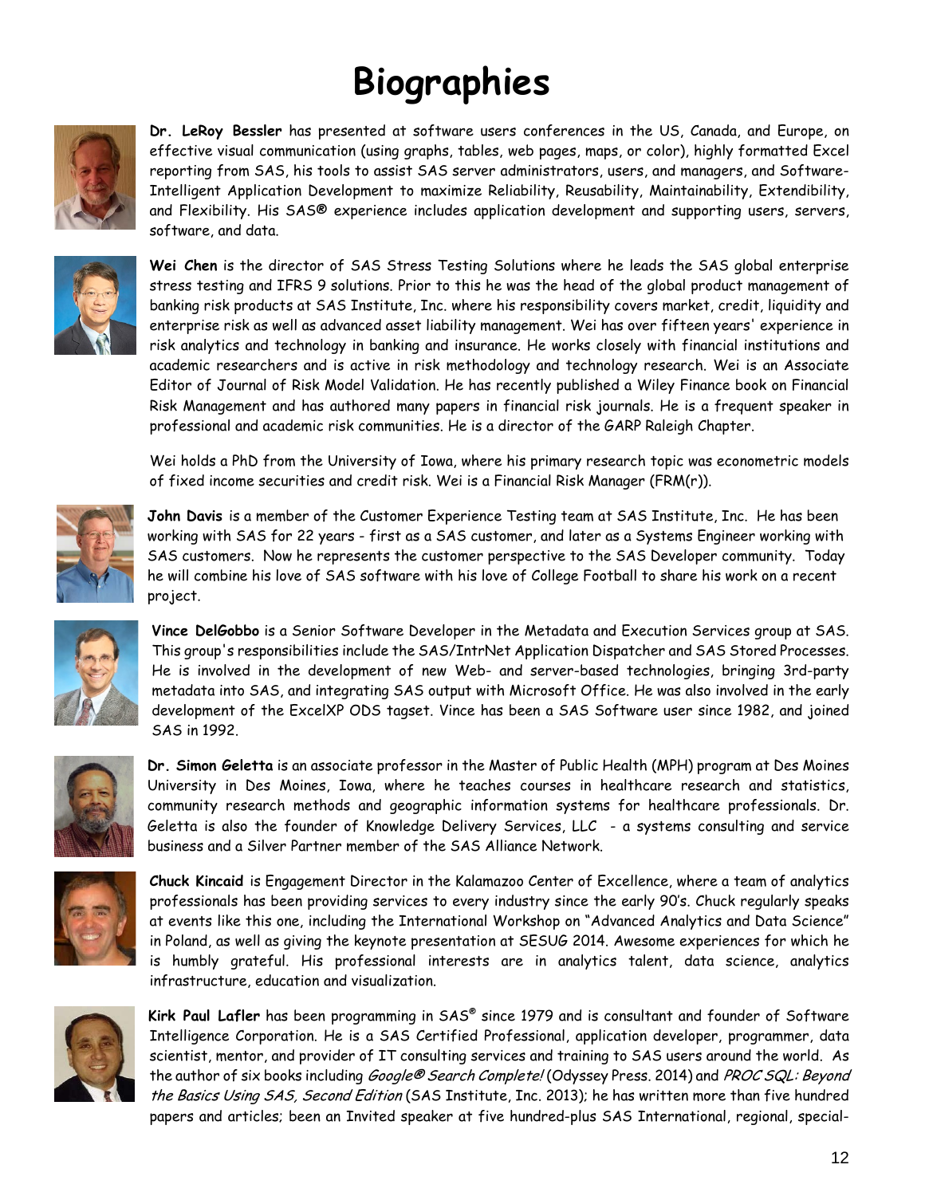# Biographies

**Dr. LeRoy Bessler** has presented at software users conferences in the US, Canada, and Europe, on effective visual communication (using graphs, tables, web pages, maps, or color), highly formatted Excel reporting from SAS, his tools to assist SAS server administrators, users, and managers, and Software-Intelligent Application Development to maximize Reliability, Reusability, Maintainability, Extendibility, and Flexibility. His SAS® experience includes application development and supporting users, servers, software, and data.

**Wei Chen** is the director of SAS Stress Testing Solutions where he leads the SAS global enterprise stress testing and IFRS 9 solutions. Prior to this he was the head of the global product management of banking risk products at SAS Institute, Inc. where his responsibility covers market, credit, liquidity and enterprise risk as well as advanced asset liability management. Wei has over fifteen years' experience in risk analytics and technology in banking and insurance. He works closely with financial institutions and academic researchers and is active in risk methodology and technology research. Wei is an Associate Editor of Journal of Risk Model Validation. He has recently published a Wiley Finance book on Financial Risk Management and has authored many papers in financial risk journals. He is a frequent speaker in professional and academic risk communities. He is a director of the GARP Raleigh Chapter.

Wei holds a PhD from the University of Iowa, where his primary research topic was econometric models of fixed income securities and credit risk. Wei is a Financial Risk Manager (FRM(r)).

**John Davis** is a member of the Customer Experience Testing team at SAS Institute, Inc. He has been working with SAS for 22 years - first as a SAS customer, and later as a Systems Engineer working with SAS customers. Now he represents the customer perspective to the SAS Developer community. Today he will combine his love of SAS software with his love of College Football to share his work on a recent project.

**Vince DelGobbo** is a Senior Software Developer in the Metadata and Execution Services group at SAS. This group's responsibilities include the SAS/IntrNet Application Dispatcher and SAS Stored Processes. He is involved in the development of new Web- and server-based technologies, bringing 3rd-party metadata into SAS, and integrating SAS output with Microsoft Office. He was also involved in the early development of the ExcelXP ODS tagset. Vince has been a SAS Software user since 1982, and joined SAS in 1992.

**Dr. Simon Geletta** is an associate professor in the Master of Public Health (MPH) program at Des Moines University in Des Moines, Iowa, where he teaches courses in healthcare research and statistics, community research methods and geographic information systems for healthcare professionals. Dr. Geletta is also the founder of Knowledge Delivery Services, LLC - a systems consulting and service business and a Silver Partner member of the SAS Alliance Network.

**Chuck Kincaid** is Engagement Director in the Kalamazoo Center of Excellence, where a team of analytics professionals has been providing services to every industry since the early 90's. Chuck regularly speaks at events like this one, including the International Workshop on "Advanced Analytics and Data Science" in Poland, as well as giving the keynote presentation at SESUG 2014. Awesome experiences for which he is humbly grateful. His professional interests are in analytics talent, data science, analytics infrastructure, education and visualization.

**Kirk Paul Lafler** has been programming in SAS® since 1979 and is consultant and founder of Software Intelligence Corporation. He is a SAS Certified Professional, application developer, programmer, data scientist, mentor, and provider of IT consulting services and training to SAS users around the world. As the author of six books including *Google® Search Complete!* (Odyssey Press. 2014) and *PROC SQL: Beyond the Basics Using SAS, Second Edition* (SAS Institute, Inc. 2013); he has written more than five hundred papers and articles; been an Invited speaker at five hundred-plus SAS International, regional, special-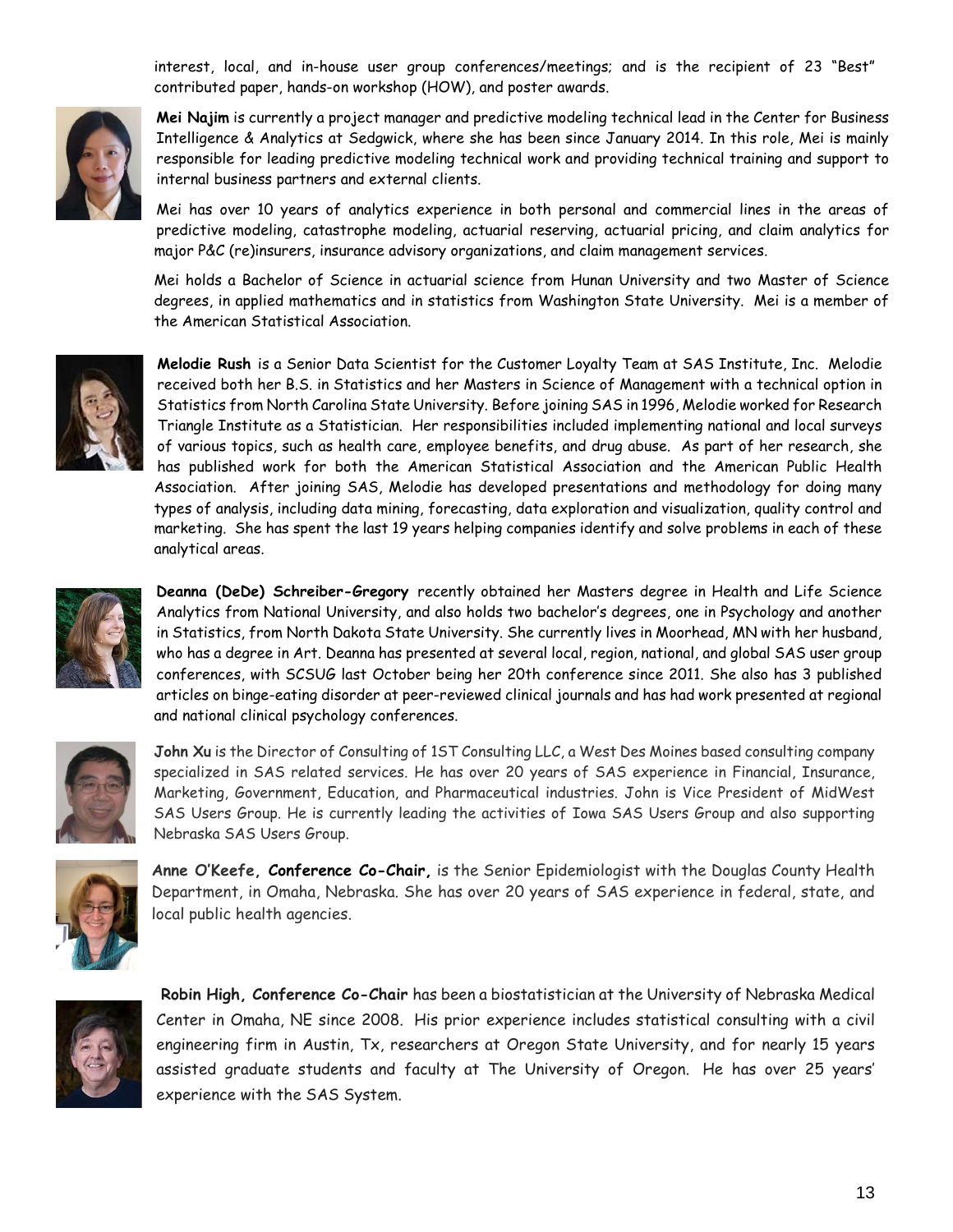interest, local, and in-house user group conferences/meetings; and is the recipient of 23 "Best" contributed paper, hands-on workshop (HOW), and poster awards.

**Mei Najim** is currently a project manager and predictive modeling technical lead in the Center for Business Intelligence & Analytics at Sedgwick, where she has been since January 2014. In this role, Mei is mainly responsible for leading predictive modeling technical work and providing technical training and support to internal business partners and external clients.

Mei has over 10 years of analytics experience in both personal and commercial lines in the areas of predictive modeling, catastrophe modeling, actuarial reserving, actuarial pricing, and claim analytics for major P&C (re)insurers, insurance advisory organizations, and claim management services.

Mei holds a Bachelor of Science in actuarial science from Hunan University and two Master of Science degrees, in applied mathematics and in statistics from Washington State University. Mei is a member of the American Statistical Association.

**Melodie Rush** is a Senior Data Scientist for the Customer Loyalty Team at SAS Institute, Inc. Melodie received both her B.S. in Statistics and her Masters in Science of Management with a technical option in Statistics from North Carolina State University. Before joining SAS in 1996, Melodie worked for Research Triangle Institute as a Statistician. Her responsibilities included implementing national and local surveys of various topics, such as health care, employee benefits, and drug abuse. As part of her research, she has published work for both the American Statistical Association and the American Public Health Association. After joining SAS, Melodie has developed presentations and methodology for doing many types of analysis, including data mining, forecasting, data exploration and visualization, quality control and marketing. She has spent the last 19 years helping companies identify and solve problems in each of these analytical areas.

**Deanna (DeDe) Schreiber-Gregory** recently obtained her Masters degree in Health and Life Science Analytics from National University, and also holds two bachelor's degrees, one in Psychology and another in Statistics, from North Dakota State University. She currently lives in Moorhead, MN with her husband, who has a degree in Art. Deanna has presented at several local, region, national, and global SAS user group conferences, with SCSUG last October being her 20th conference since 2011. She also has 3 published articles on binge-eating disorder at peer-reviewed clinical journals and has had work presented at regional and national clinical psychology conferences.

**John Xu** is the Director of Consulting of 1ST Consulting LLC, a West Des Moines based consulting company specialized in SAS related services. He has over 20 years of SAS experience in Financial, Insurance, Marketing, Government, Education, and Pharmaceutical industries. John is Vice President of MidWest SAS Users Group. He is currently leading the activities of Iowa SAS Users Group and also supporting Nebraska SAS Users Group.

**Anne O'Keefe, Conference Co-Chair,** is the Senior Epidemiologist with the Douglas County Health Department, in Omaha, Nebraska. She has over 20 years of SAS experience in federal, state, and local public health agencies.

**Robin High, Conference Co-Chair** has been a biostatistician at the University of Nebraska Medical Center in Omaha, NE since 2008. His prior experience includes statistical consulting with a civil engineering firm in Austin, Tx, researchers at Oregon State University, and for nearly 15 years assisted graduate students and faculty at The University of Oregon. He has over 25 years' experience with the SAS System.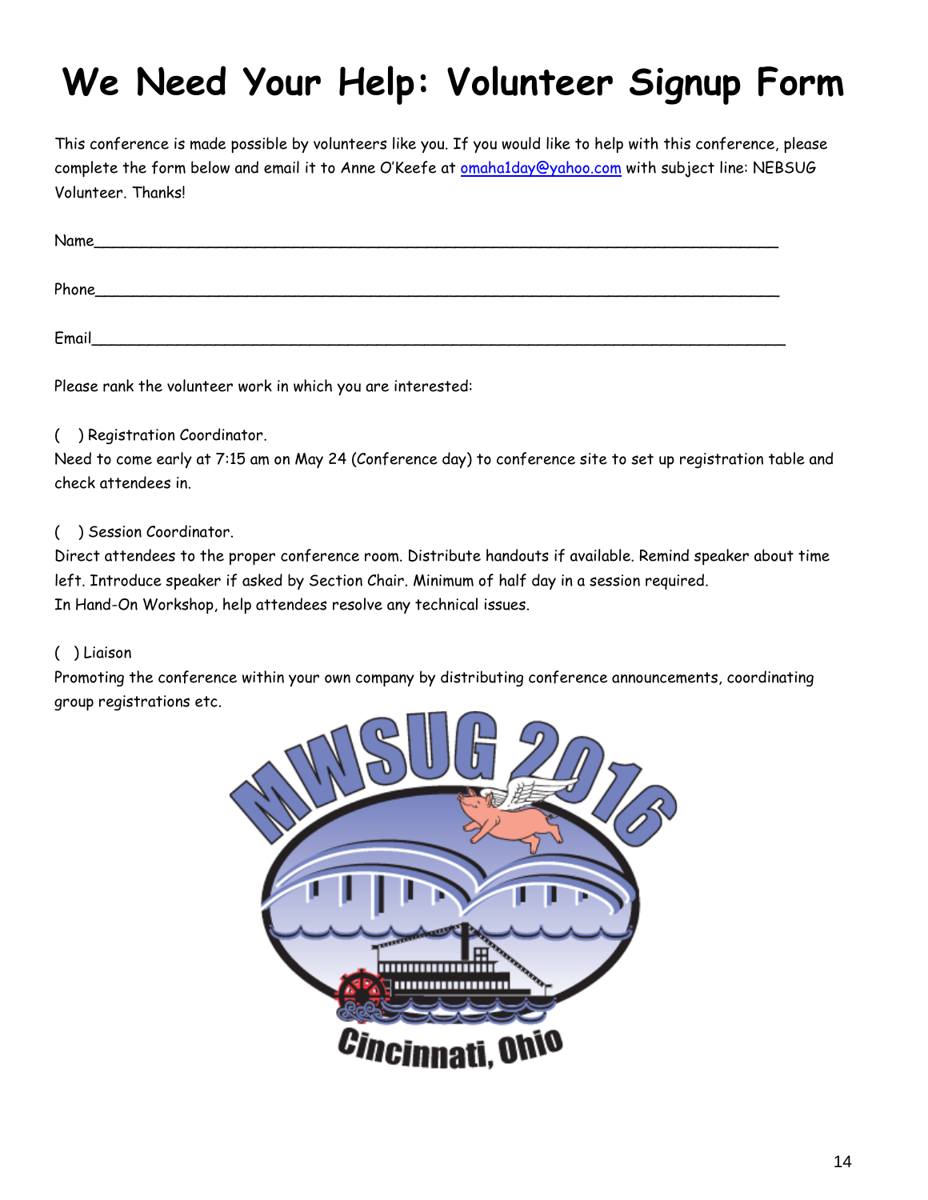# We Need Your Help: Volunteer Signup Form

This conference is made possible by volunteers like you. If you would like to help with this conference, please complete the form below and email it to Anne O'Keefe at omaha1day@yahoo.com with subject line: NEBSUG Volunteer. Thanks!

Name_______________________________________________________________________

Phone______________________________________________________________________

Email______________________________________________________________________

Please rank the volunteer work in which you are interested:

(   ) Registration Coordinator.
Need to come early at 7:15 am on May 24 (Conference day) to conference site to set up registration table and check attendees in.

(   ) Session Coordinator.
Direct attendees to the proper conference room. Distribute handouts if available. Remind speaker about time left. Introduce speaker if asked by Section Chair. Minimum of half day in a session required.
In Hand-On Workshop, help attendees resolve any technical issues.

(   ) Liaison
Promoting the conference within your own company by distributing conference announcements, coordinating group registrations etc.

MWSUG 2016

Cincinnati, Ohio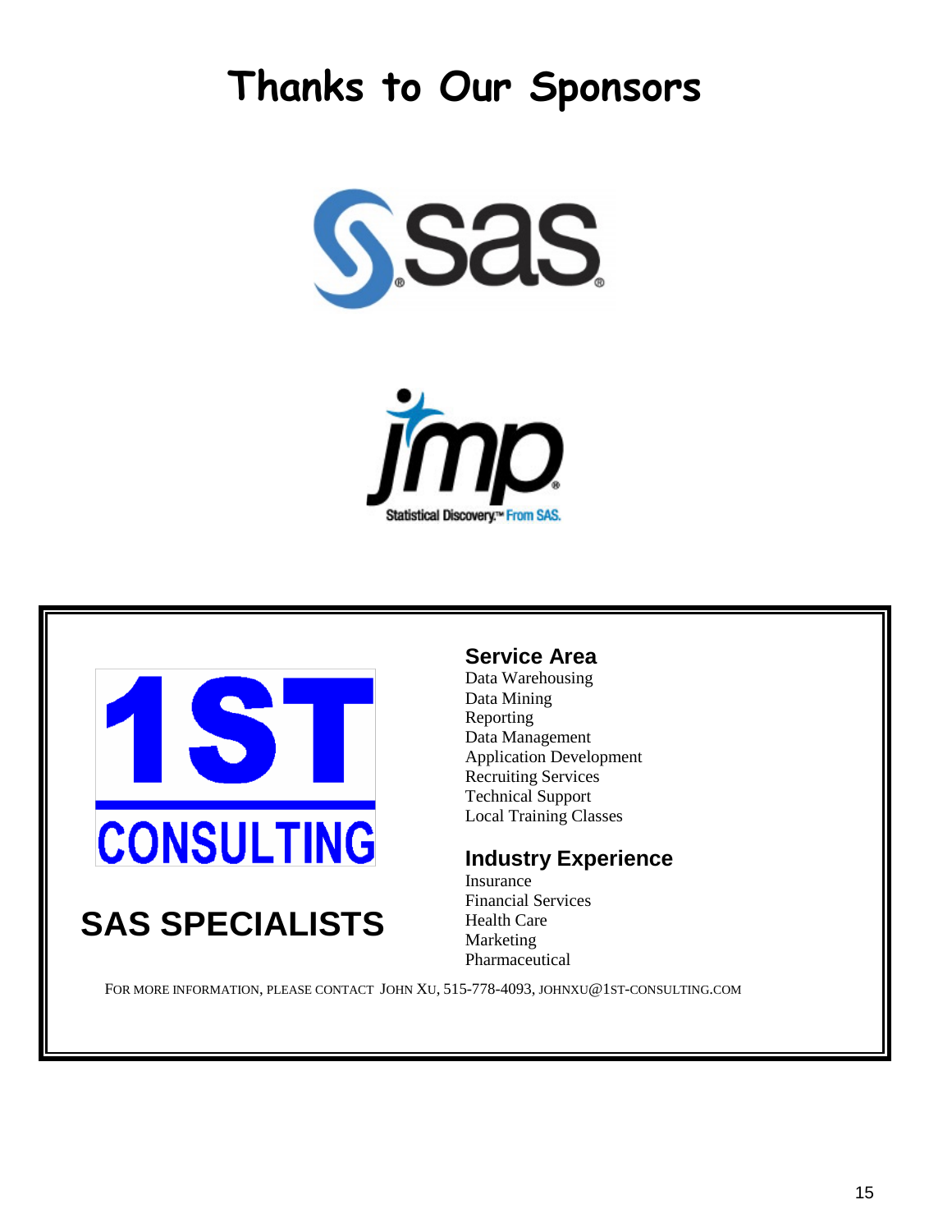# Thanks to Our Sponsors

sas

jmp

Statistical Discovery.™ From SAS.

1ST CONSULTING

## SAS SPECIALISTS

### Service Area

Data Warehousing
Data Mining
Reporting
Data Management
Application Development
Recruiting Services
Technical Support
Local Training Classes

### Industry Experience

Insurance
Financial Services
Health Care
Marketing
Pharmaceutical

FOR MORE INFORMATION, PLEASE CONTACT JOHN XU, 515-778-4093, JOHNXU@1ST-CONSULTING.COM